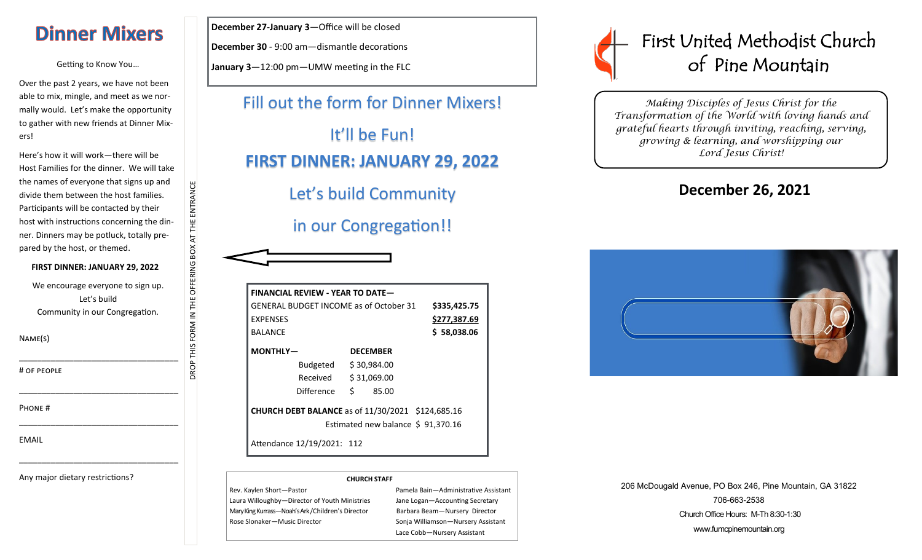# Dinner Mixers

Getting to Know You…

Over the past 2 years, we have not been able to mix, mingle, and meet as we normally would. Let's make the opportunity to gather with new friends at Dinner Mixers!

Here's how it will work—there will be Host Families for the dinner. We will take the names of everyone that signs up and divide them between the host families. Participants will be contacted by their host with instructions concerning the dinner. Dinners may be potluck, totally prepared by the host, or themed.

**FIRST DINNER: JANUARY 29, 2022**

We encourage everyone to sign up. Let's build Community in our Congregation.

NAME(S)

___________________________________

# OF PEOPLE

___________________________________

PHONE #

___________________________________

EMAIL

___________________________________

Any major dietary restrictions?

DROP THIS FORM IN THE OFFERING BOX AT THE ENTRANCE

**December 27-January 3**—Office will be closed

**December 30** - 9:00 am—dismantle decorations

**January 3**—12:00 pm—UMW meeting in the FLC

## Fill out the form for Dinner Mixers!

## It'll be Fun!

## FIRST DINNER: JANUARY 29, 2022

## Let's build Community in our Congregation!!

**FINANCIAL REVIEW - YEAR TO DATE—**

| | |
|---|---|
| GENERAL BUDGET INCOME as of October 31 | **$335,425.75** |
| EXPENSES | **$277,387.69** |
| BALANCE | **$ 58,038.06** |

| **MONTHLY—** | **DECEMBER** |
|---|---|
| Budgeted | $ 30,984.00 |
| Received | $ 31,069.00 |
| Difference | $ 85.00 |

**CHURCH DEBT BALANCE** as of 11/30/2021 $124,685.16

Estimated new balance $ 91,370.16

Attendance 12/19/2021: 112

**CHURCH STAFF**

Rev. Kaylen Short—Pastor
Laura Willoughby—Director of Youth Ministries
Mary King Kurrass—Noah's Ark/Children's Director
Rose Slonaker—Music Director
Pamela Bain—Administrative Assistant
Jane Logan—Accounting Secretary
Barbara Beam—Nursery Director
Sonja Williamson—Nursery Assistant
Lace Cobb—Nursery Assistant

# First United Methodist Church of Pine Mountain

*Making Disciples of Jesus Christ for the Transformation of the World with loving hands and grateful hearts through inviting, reaching, serving, growing & learning, and worshipping our Lord Jesus Christ!*

## December 26, 2021

206 McDougald Avenue, PO Box 246, Pine Mountain, GA 31822
706-663-2538
Church Office Hours: M-Th 8:30-1:30
www.fumcpinemountain.org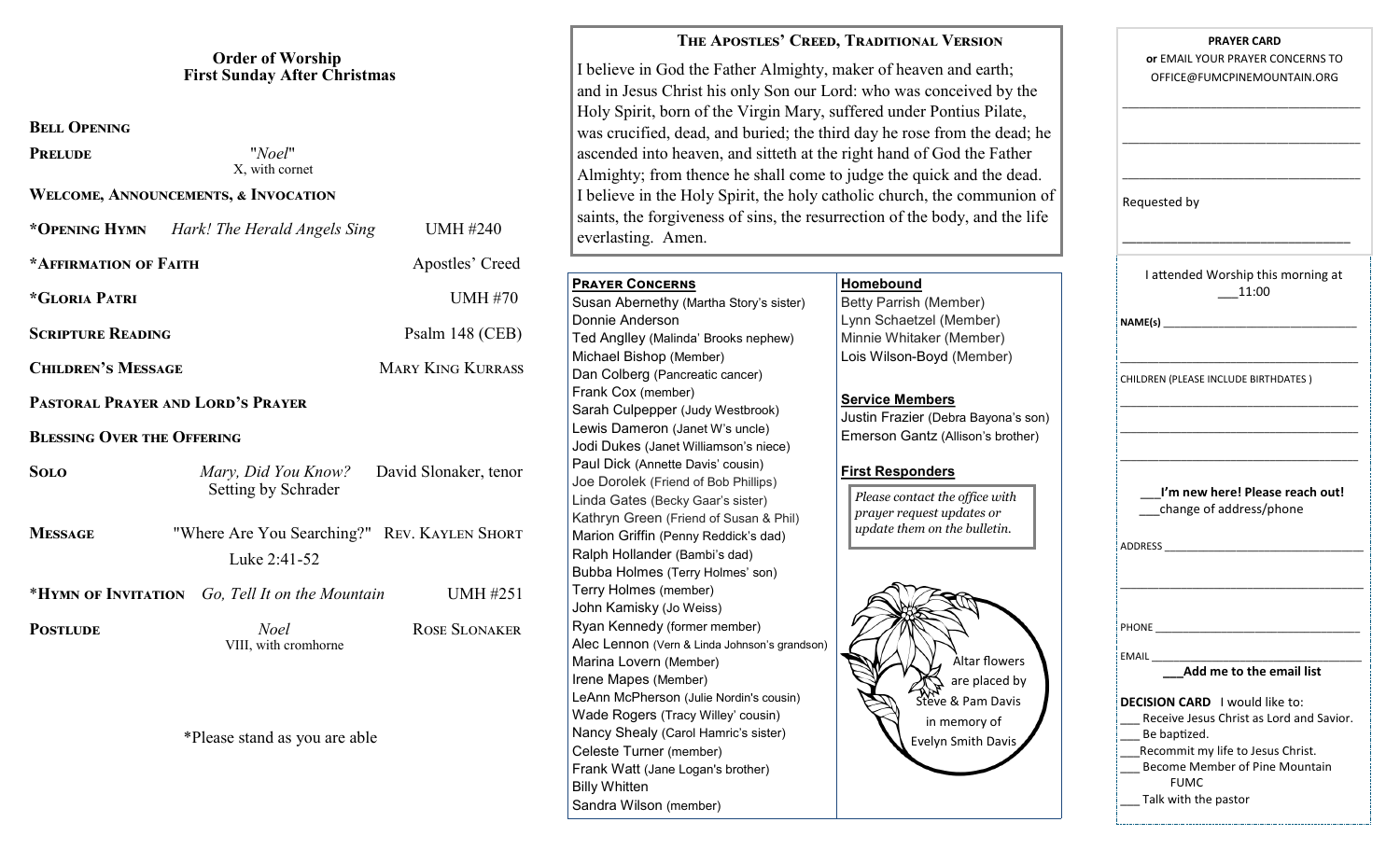## Order of Worship
## First Sunday After Christmas

**Bell Opening**

**Prelude** — "*Noel*"
X, with cornet

**Welcome, Announcements, & Invocation**

***Opening Hymn** — *Hark! The Herald Angels Sing* — UMH #240

***Affirmation of Faith** — Apostles' Creed

***Gloria Patri** — UMH #70

**Scripture Reading** — Psalm 148 (CEB)

**Children's Message** — Mary King Kurrass

**Pastoral Prayer and Lord's Prayer**

**Blessing Over the Offering**

**Solo** — *Mary, Did You Know?* — David Slonaker, tenor
Setting by Schrader

**Message** — "Where Are You Searching?" — Rev. Kaylen Short
Luke 2:41-52

***Hymn of Invitation** — *Go, Tell It on the Mountain* — UMH #251

**Postlude** — *Noel* — Rose Slonaker
VIII, with cromhorne

*Please stand as you are able

## The Apostles' Creed, Traditional Version

I believe in God the Father Almighty, maker of heaven and earth; and in Jesus Christ his only Son our Lord: who was conceived by the Holy Spirit, born of the Virgin Mary, suffered under Pontius Pilate, was crucified, dead, and buried; the third day he rose from the dead; he ascended into heaven, and sitteth at the right hand of God the Father Almighty; from thence he shall come to judge the quick and the dead. I believe in the Holy Spirit, the holy catholic church, the communion of saints, the forgiveness of sins, the resurrection of the body, and the life everlasting. Amen.

### Prayer Concerns

Susan Abernethy (Martha Story's sister)
Donnie Anderson
Ted Anglley (Malinda' Brooks nephew)
Michael Bishop (Member)
Dan Colberg (Pancreatic cancer)
Frank Cox (member)
Sarah Culpepper (Judy Westbrook)
Lewis Dameron (Janet W's uncle)
Jodi Dukes (Janet Williamson's niece)
Paul Dick (Annette Davis' cousin)
Joe Dorolek (Friend of Bob Phillips)
Linda Gates (Becky Gaar's sister)
Kathryn Green (Friend of Susan & Phil)
Marion Griffin (Penny Reddick's dad)
Ralph Hollander (Bambi's dad)
Bubba Holmes (Terry Holmes' son)
Terry Holmes (member)
John Kamisky (Jo Weiss)
Ryan Kennedy (former member)
Alec Lennon (Vern & Linda Johnson's grandson)
Marina Lovern (Member)
Irene Mapes (Member)
LeAnn McPherson (Julie Nordin's cousin)
Wade Rogers (Tracy Willey' cousin)
Nancy Shealy (Carol Hamric's sister)
Celeste Turner (member)
Frank Watt (Jane Logan's brother)
Billy Whitten
Sandra Wilson (member)

### Homebound

Betty Parrish (Member)
Lynn Schaetzel (Member)
Minnie Whitaker (Member)
Lois Wilson-Boyd (Member)

### Service Members

Justin Frazier (Debra Bayona's son)
Emerson Gantz (Allison's brother)

### First Responders

*Please contact the office with prayer request updates or update them on the bulletin.*

Altar flowers are placed by Steve & Pam Davis in memory of Evelyn Smith Davis

**PRAYER CARD**
**or** EMAIL YOUR PRAYER CONCERNS TO OFFICE@FUMCPINEMOUNTAIN.ORG

___________________________________

___________________________________

___________________________________

Requested by

___________________________________

I attended Worship this morning at ___11:00

**NAME(s)** ___________________________________

___________________________________

CHILDREN (PLEASE INCLUDE BIRTHDATES )

___________________________________

___________________________________

___________________________________

**___I'm new here! Please reach out!**
___change of address/phone

ADDRESS ___________________________________

___________________________________

PHONE ___________________________________

EMAIL ___________________________________

**___Add me to the email list**

**DECISION CARD** I would like to:
___ Receive Jesus Christ as Lord and Savior.
___ Be baptized.
___Recommit my life to Jesus Christ.
___ Become Member of Pine Mountain FUMC
___ Talk with the pastor